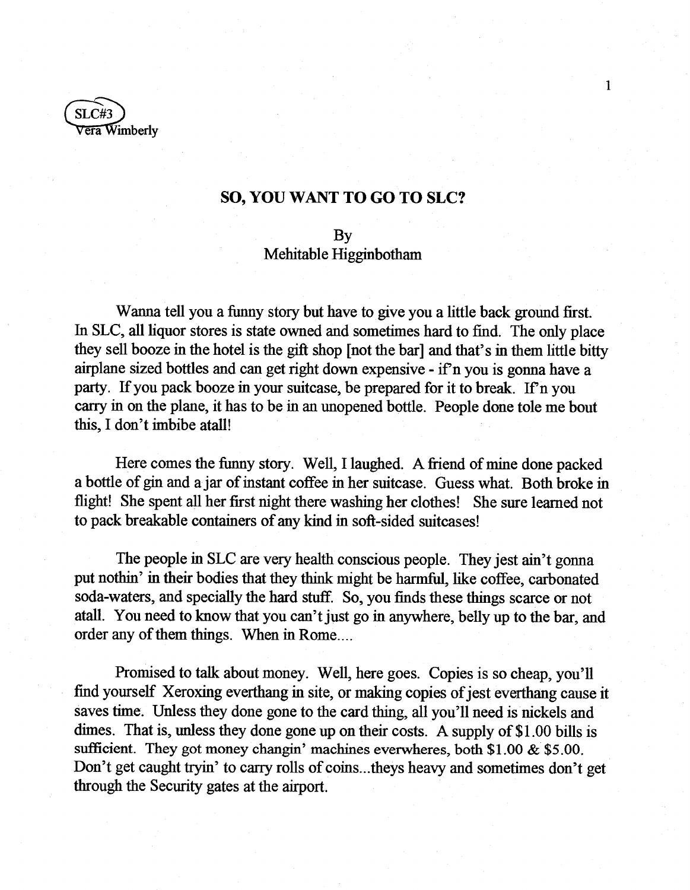SLC#3
Vera Wimberly

## SO, YOU WANT TO GO TO SLC?

By
Mehitable Higginbotham

Wanna tell you a funny story but have to give you a little back ground first. In SLC, all liquor stores is state owned and sometimes hard to find. The only place they sell booze in the hotel is the gift shop [not the bar] and that's in them little bitty airplane sized bottles and can get right down expensive - if'n you is gonna have a party. If you pack booze in your suitcase, be prepared for it to break. If'n you carry in on the plane, it has to be in an unopened bottle. People done tole me bout this, I don't imbibe atall!

Here comes the funny story. Well, I laughed. A friend of mine done packed a bottle of gin and a jar of instant coffee in her suitcase. Guess what. Both broke in flight! She spent all her first night there washing her clothes! She sure learned not to pack breakable containers of any kind in soft-sided suitcases!

The people in SLC are very health conscious people. They jest ain't gonna put nothin' in their bodies that they think might be harmful, like coffee, carbonated soda-waters, and specially the hard stuff. So, you finds these things scarce or not atall. You need to know that you can't just go in anywhere, belly up to the bar, and order any of them things. When in Rome....

Promised to talk about money. Well, here goes. Copies is so cheap, you'll find yourself Xeroxing everthang in site, or making copies of jest everthang cause it saves time. Unless they done gone to the card thing, all you'll need is nickels and dimes. That is, unless they done gone up on their costs. A supply of $1.00 bills is sufficient. They got money changin' machines everwheres, both $1.00 & $5.00. Don't get caught tryin' to carry rolls of coins...theys heavy and sometimes don't get through the Security gates at the airport.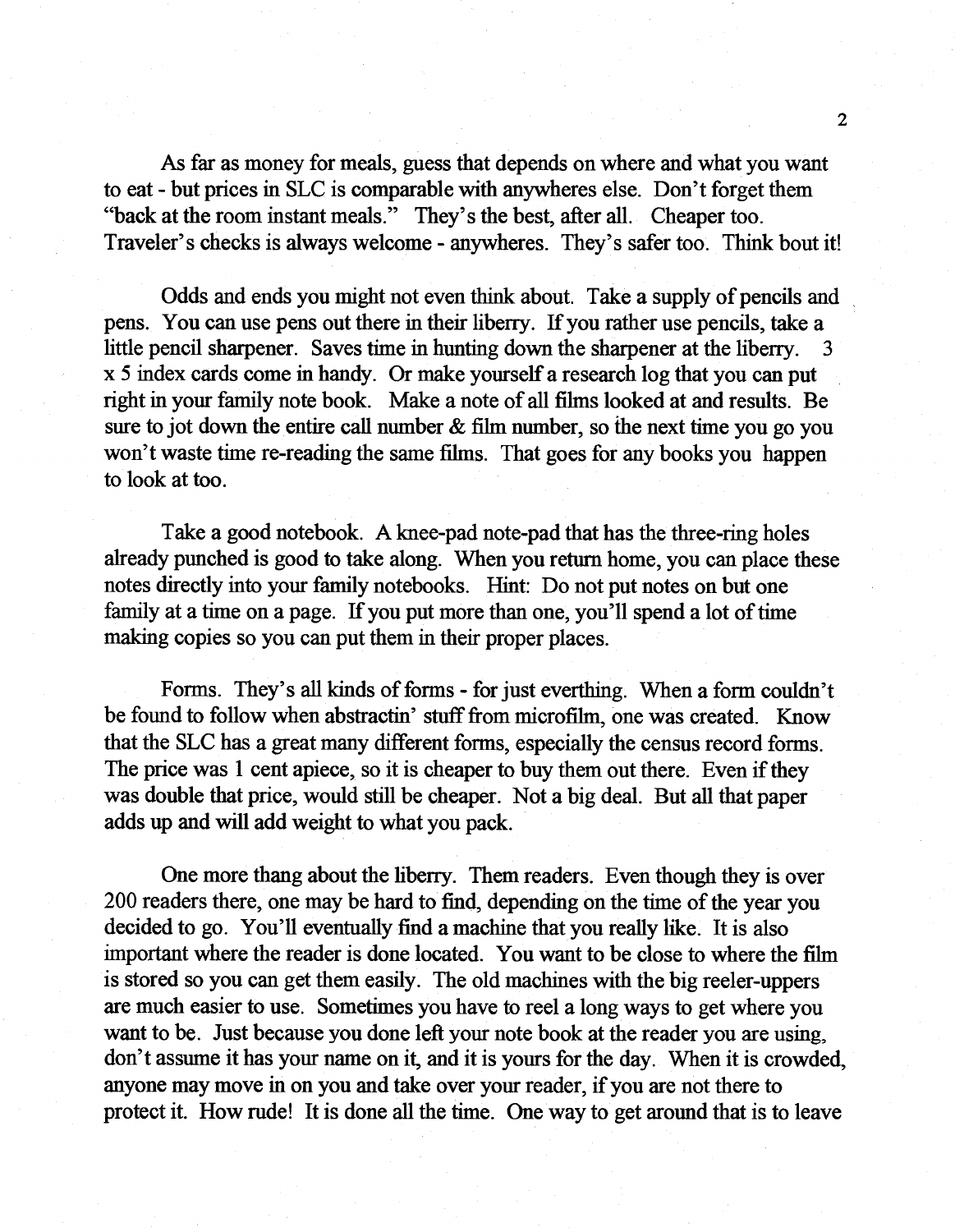As far as money for meals, guess that depends on where and what you want to eat - but prices in SLC is comparable with anywheres else. Don't forget them "back at the room instant meals." They's the best, after all. Cheaper too. Traveler's checks is always welcome - anywheres. They's safer too. Think bout it!

Odds and ends you might not even think about. Take a supply of pencils and pens. You can use pens out there in their liberry. If you rather use pencils, take a little pencil sharpener. Saves time in hunting down the sharpener at the liberry. 3 x 5 index cards come in handy. Or make yourself a research log that you can put right in your family note book. Make a note of all films looked at and results. Be sure to jot down the entire call number & film number, so the next time you go you won't waste time re-reading the same films. That goes for any books you happen to look at too.

Take a good notebook. A knee-pad note-pad that has the three-ring holes already punched is good to take along. When you return home, you can place these notes directly into your family notebooks. Hint: Do not put notes on but one family at a time on a page. If you put more than one, you'll spend a lot of time making copies so you can put them in their proper places.

Forms. They's all kinds of forms - for just everthing. When a form couldn't be found to follow when abstractin' stuff from microfilm, one was created. Know that the SLC has a great many different forms, especially the census record forms. The price was 1 cent apiece, so it is cheaper to buy them out there. Even if they was double that price, would still be cheaper. Not a big deal. But all that paper adds up and will add weight to what you pack.

One more thang about the liberry. Them readers. Even though they is over 200 readers there, one may be hard to find, depending on the time of the year you decided to go. You'll eventually find a machine that you really like. It is also important where the reader is done located. You want to be close to where the film is stored so you can get them easily. The old machines with the big reeler-uppers are much easier to use. Sometimes you have to reel a long ways to get where you want to be. Just because you done left your note book at the reader you are using, don't assume it has your name on it, and it is yours for the day. When it is crowded, anyone may move in on you and take over your reader, if you are not there to protect it. How rude! It is done all the time. One way to get around that is to leave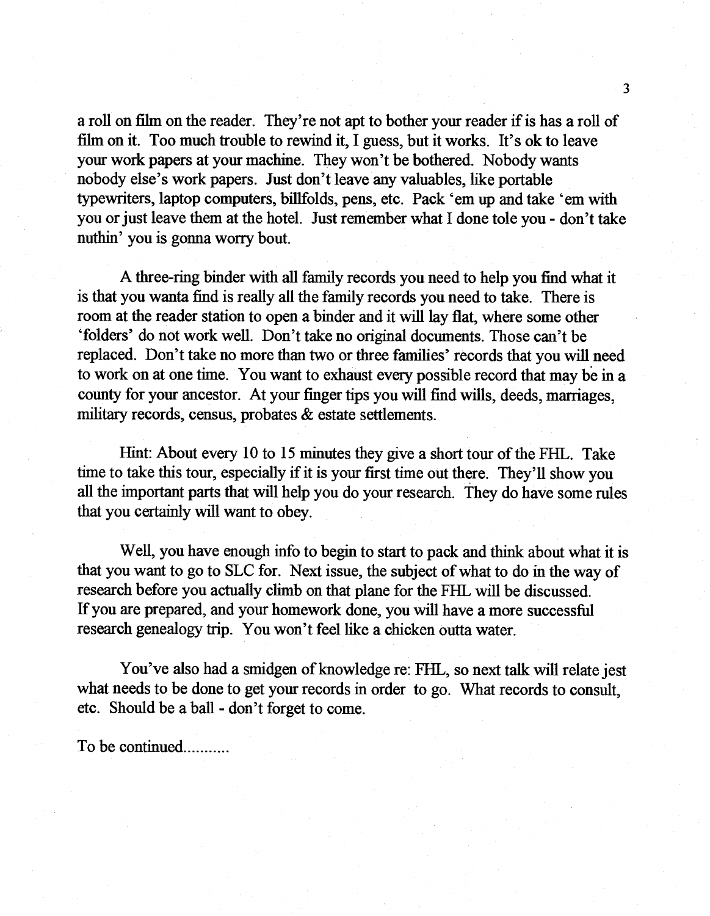a roll on film on the reader. They're not apt to bother your reader if is has a roll of film on it. Too much trouble to rewind it, I guess, but it works. It's ok to leave your work papers at your machine. They won't be bothered. Nobody wants nobody else's work papers. Just don't leave any valuables, like portable typewriters, laptop computers, billfolds, pens, etc. Pack 'em up and take 'em with you or just leave them at the hotel. Just remember what I done tole you - don't take nuthin' you is gonna worry bout.

A three-ring binder with all family records you need to help you find what it is that you wanta find is really all the family records you need to take. There is room at the reader station to open a binder and it will lay flat, where some other 'folders' do not work well. Don't take no original documents. Those can't be replaced. Don't take no more than two or three families' records that you will need to work on at one time. You want to exhaust every possible record that may be in a county for your ancestor. At your finger tips you will find wills, deeds, marriages, military records, census, probates & estate settlements.

Hint: About every 10 to 15 minutes they give a short tour of the FHL. Take time to take this tour, especially if it is your first time out there. They'll show you all the important parts that will help you do your research. They do have some rules that you certainly will want to obey.

Well, you have enough info to begin to start to pack and think about what it is that you want to go to SLC for. Next issue, the subject of what to do in the way of research before you actually climb on that plane for the FHL will be discussed. If you are prepared, and your homework done, you will have a more successful research genealogy trip. You won't feel like a chicken outta water.

You've also had a smidgen of knowledge re: FHL, so next talk will relate jest what needs to be done to get your records in order to go. What records to consult, etc. Should be a ball - don't forget to come.

To be continued...........